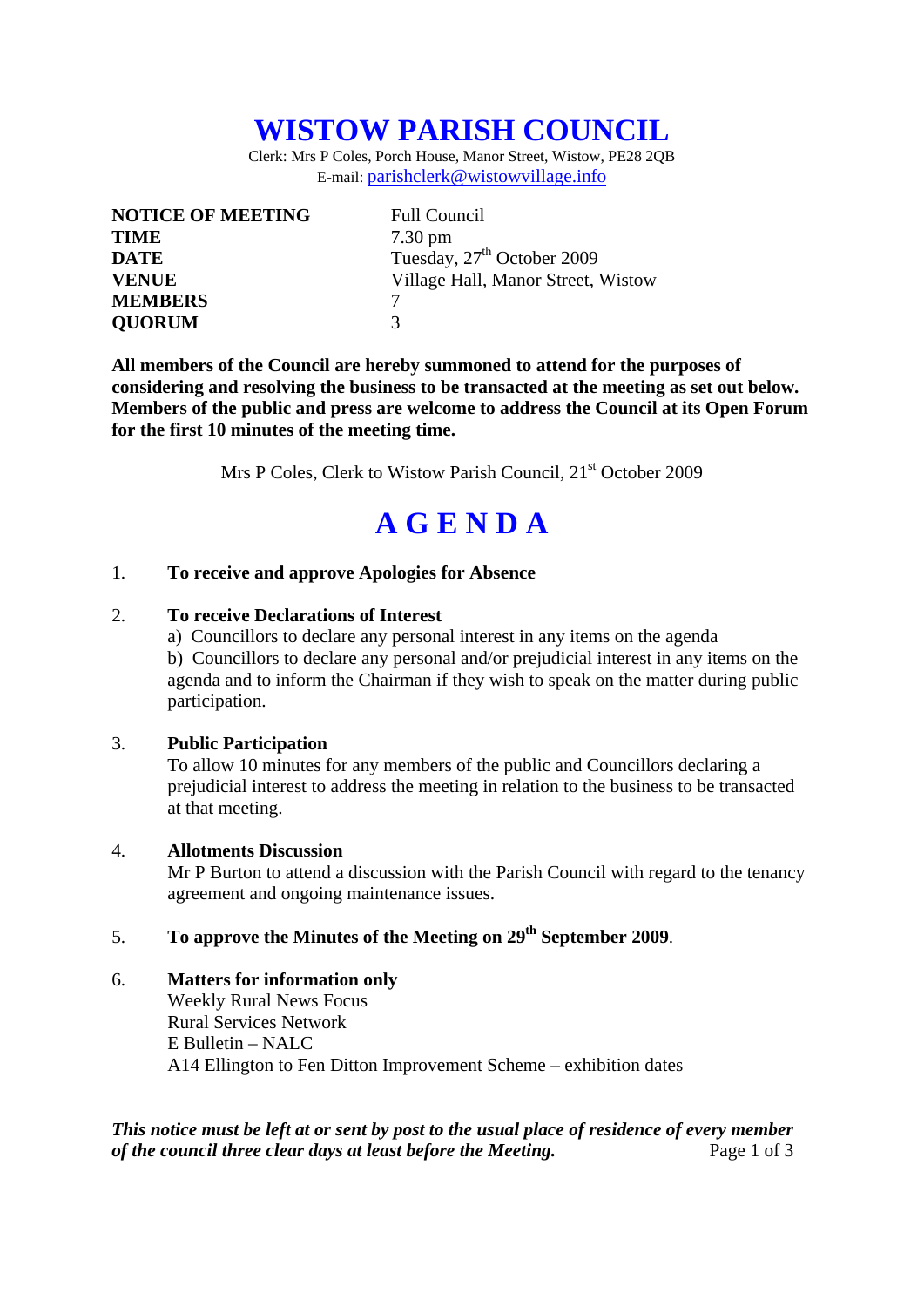# WISTOW PARISH COUNCIL

Clerk: Mrs P Coles, Porch House, Manor Street, Wistow, PE28 2QB
E-mail: parishclerk@wistowvillage.info

| | |
|---|---|
| **NOTICE OF MEETING** | Full Council |
| **TIME** | 7.30 pm |
| **DATE** | Tuesday, 27th October 2009 |
| **VENUE** | Village Hall, Manor Street, Wistow |
| **MEMBERS** | 7 |
| **QUORUM** | 3 |

**All members of the Council are hereby summoned to attend for the purposes of considering and resolving the business to be transacted at the meeting as set out below. Members of the public and press are welcome to address the Council at its Open Forum for the first 10 minutes of the meeting time.**

Mrs P Coles, Clerk to Wistow Parish Council, 21st October 2009

# A G E N D A

1. **To receive and approve Apologies for Absence**

2. **To receive Declarations of Interest**
   a) Councillors to declare any personal interest in any items on the agenda
   b) Councillors to declare any personal and/or prejudicial interest in any items on the agenda and to inform the Chairman if they wish to speak on the matter during public participation.

3. **Public Participation**
   To allow 10 minutes for any members of the public and Councillors declaring a prejudicial interest to address the meeting in relation to the business to be transacted at that meeting.

4. **Allotments Discussion**
   Mr P Burton to attend a discussion with the Parish Council with regard to the tenancy agreement and ongoing maintenance issues.

5. **To approve the Minutes of the Meeting on 29th September 2009**.

6. **Matters for information only**
   Weekly Rural News Focus
   Rural Services Network
   E Bulletin – NALC
   A14 Ellington to Fen Ditton Improvement Scheme – exhibition dates

***This notice must be left at or sent by post to the usual place of residence of every member of the council three clear days at least before the Meeting.***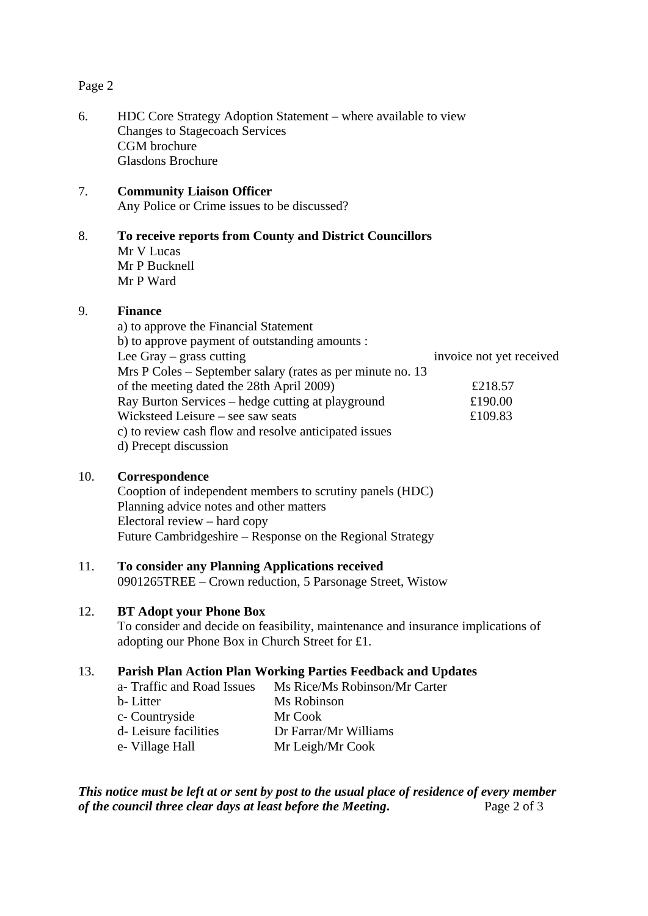6. HDC Core Strategy Adoption Statement – where available to view
   Changes to Stagecoach Services
   CGM brochure
   Glasdons Brochure

7. **Community Liaison Officer**
   Any Police or Crime issues to be discussed?

8. **To receive reports from County and District Councillors**
   Mr V Lucas
   Mr P Bucknell
   Mr P Ward

9. **Finance**
   a) to approve the Financial Statement
   b) to approve payment of outstanding amounts :

| | |
|---|---|
| Lee Gray – grass cutting | invoice not yet received |
| Mrs P Coles – September salary (rates as per minute no. 13 of the meeting dated the 28th April 2009) | £218.57 |
| Ray Burton Services – hedge cutting at playground | £190.00 |
| Wicksteed Leisure – see saw seats | £109.83 |

   c) to review cash flow and resolve anticipated issues
   d) Precept discussion

10. **Correspondence**
    Cooption of independent members to scrutiny panels (HDC)
    Planning advice notes and other matters
    Electoral review – hard copy
    Future Cambridgeshire – Response on the Regional Strategy

11. **To consider any Planning Applications received**
    0901265TREE – Crown reduction, 5 Parsonage Street, Wistow

12. **BT Adopt your Phone Box**
    To consider and decide on feasibility, maintenance and insurance implications of adopting our Phone Box in Church Street for £1.

13. **Parish Plan Action Plan Working Parties Feedback and Updates**

| | |
|---|---|
| a- Traffic and Road Issues | Ms Rice/Ms Robinson/Mr Carter |
| b- Litter | Ms Robinson |
| c- Countryside | Mr Cook |
| d- Leisure facilities | Dr Farrar/Mr Williams |
| e- Village Hall | Mr Leigh/Mr Cook |

***This notice must be left at or sent by post to the usual place of residence of every member of the council three clear days at least before the Meeting.***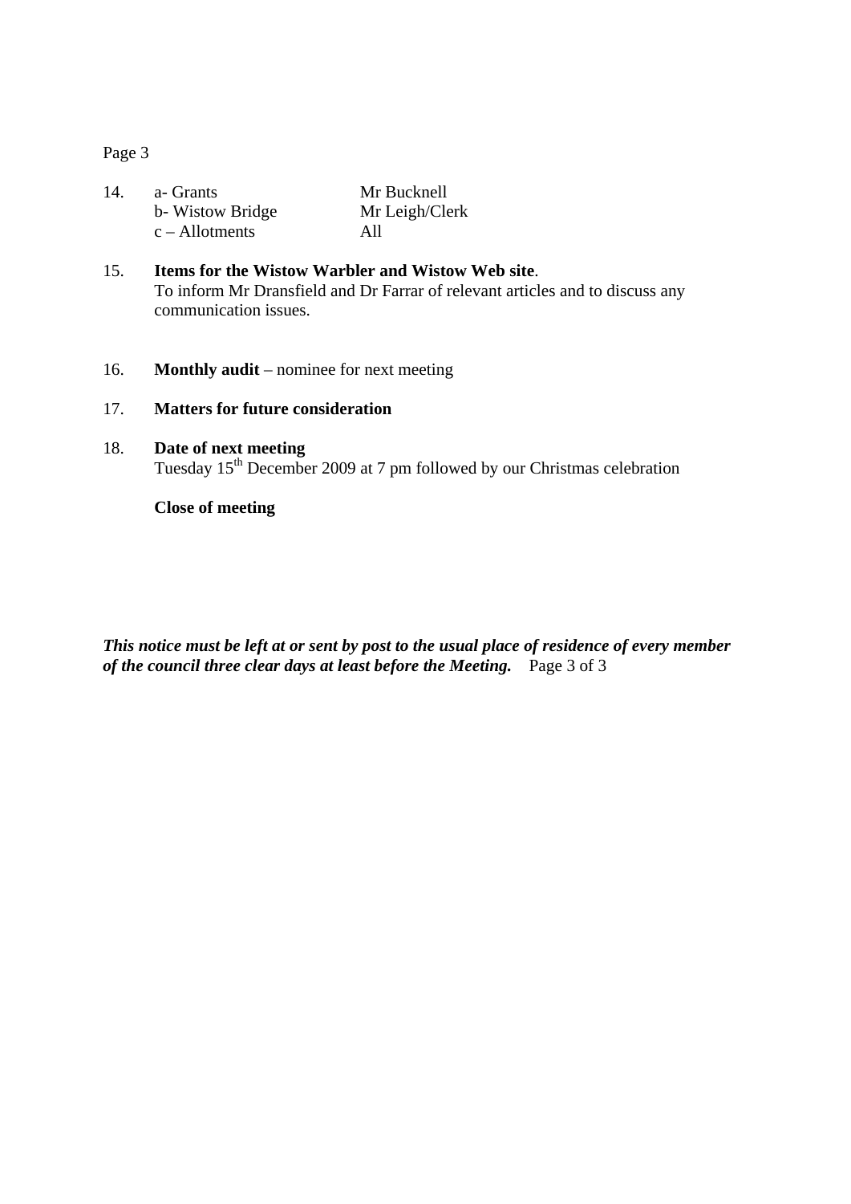14. a- Grants — Mr Bucknell
    b- Wistow Bridge — Mr Leigh/Clerk
    c – Allotments — All

15. **Items for the Wistow Warbler and Wistow Web site**.
    To inform Mr Dransfield and Dr Farrar of relevant articles and to discuss any communication issues.

16. **Monthly audit** – nominee for next meeting

17. **Matters for future consideration**

18. **Date of next meeting**
    Tuesday 15th December 2009 at 7 pm followed by our Christmas celebration

    **Close of meeting**

***This notice must be left at or sent by post to the usual place of residence of every member of the council three clear days at least before the Meeting.***